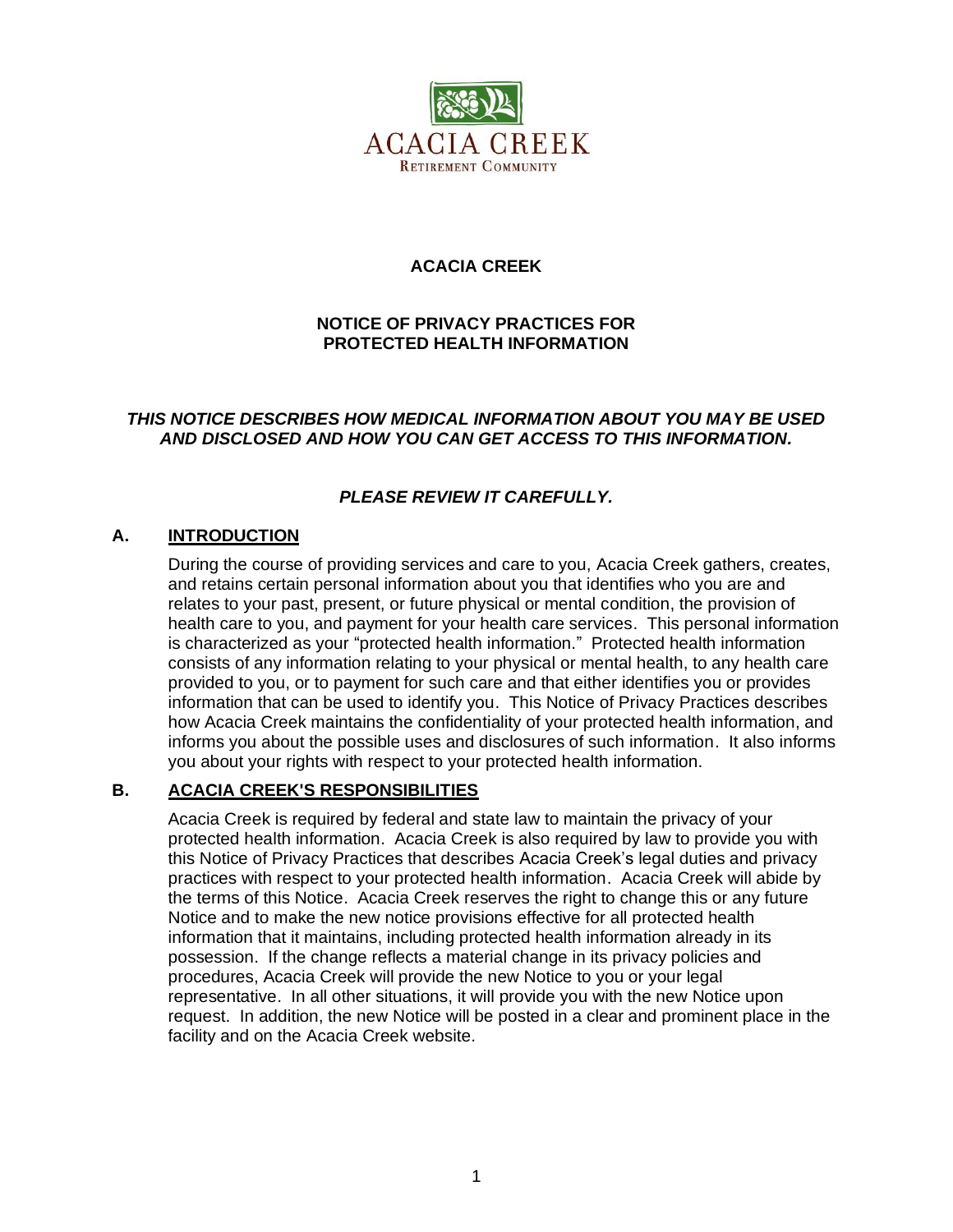ACACIA CREEK
RETIREMENT COMMUNITY

# ACACIA CREEK

## NOTICE OF PRIVACY PRACTICES FOR PROTECTED HEALTH INFORMATION

***THIS NOTICE DESCRIBES HOW MEDICAL INFORMATION ABOUT YOU MAY BE USED AND DISCLOSED AND HOW YOU CAN GET ACCESS TO THIS INFORMATION.***

***PLEASE REVIEW IT CAREFULLY.***

### A. INTRODUCTION

During the course of providing services and care to you, Acacia Creek gathers, creates, and retains certain personal information about you that identifies who you are and relates to your past, present, or future physical or mental condition, the provision of health care to you, and payment for your health care services. This personal information is characterized as your "protected health information." Protected health information consists of any information relating to your physical or mental health, to any health care provided to you, or to payment for such care and that either identifies you or provides information that can be used to identify you. This Notice of Privacy Practices describes how Acacia Creek maintains the confidentiality of your protected health information, and informs you about the possible uses and disclosures of such information. It also informs you about your rights with respect to your protected health information.

### B. ACACIA CREEK'S RESPONSIBILITIES

Acacia Creek is required by federal and state law to maintain the privacy of your protected health information. Acacia Creek is also required by law to provide you with this Notice of Privacy Practices that describes Acacia Creek's legal duties and privacy practices with respect to your protected health information. Acacia Creek will abide by the terms of this Notice. Acacia Creek reserves the right to change this or any future Notice and to make the new notice provisions effective for all protected health information that it maintains, including protected health information already in its possession. If the change reflects a material change in its privacy policies and procedures, Acacia Creek will provide the new Notice to you or your legal representative. In all other situations, it will provide you with the new Notice upon request. In addition, the new Notice will be posted in a clear and prominent place in the facility and on the Acacia Creek website.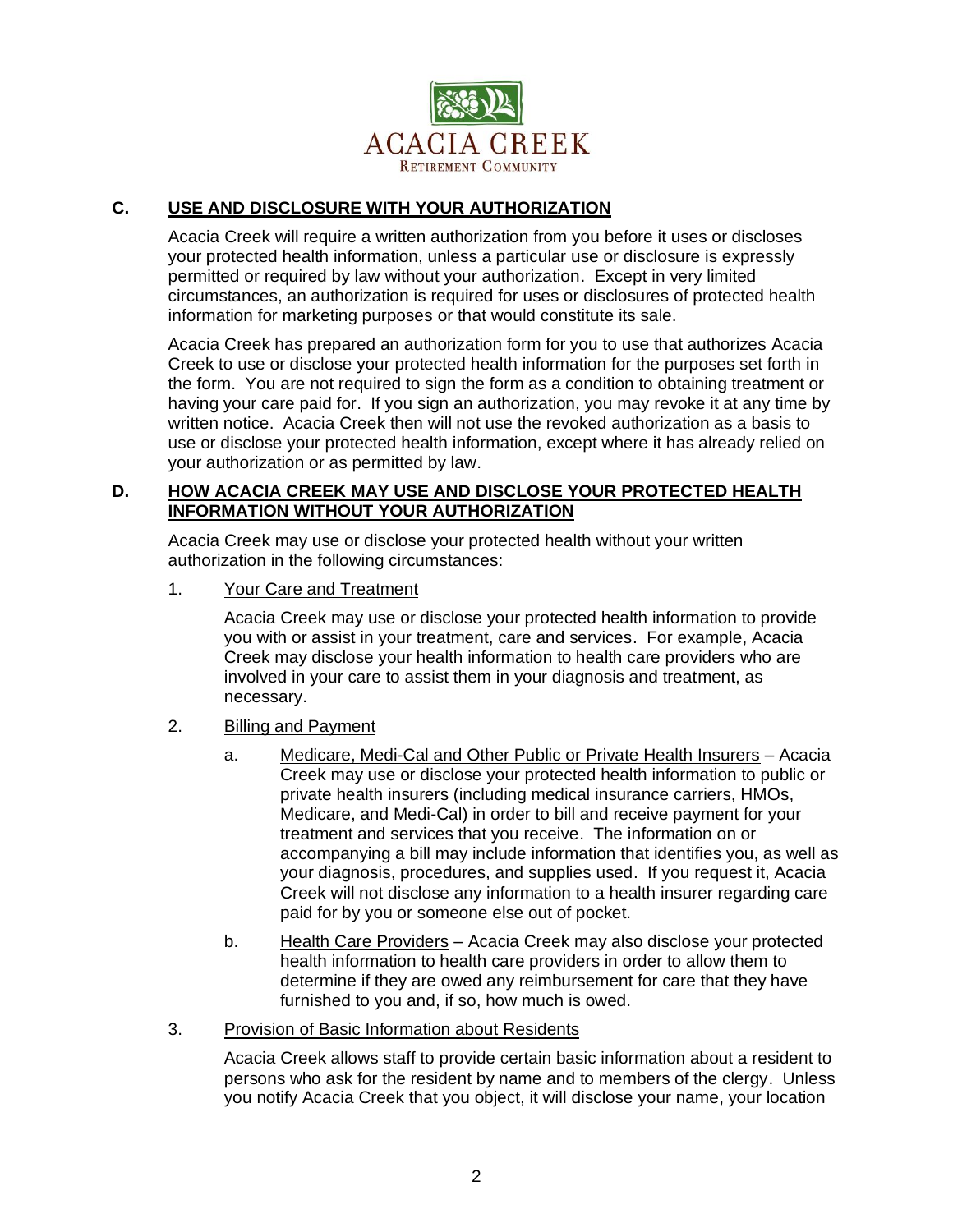## C. USE AND DISCLOSURE WITH YOUR AUTHORIZATION

Acacia Creek will require a written authorization from you before it uses or discloses your protected health information, unless a particular use or disclosure is expressly permitted or required by law without your authorization. Except in very limited circumstances, an authorization is required for uses or disclosures of protected health information for marketing purposes or that would constitute its sale.

Acacia Creek has prepared an authorization form for you to use that authorizes Acacia Creek to use or disclose your protected health information for the purposes set forth in the form. You are not required to sign the form as a condition to obtaining treatment or having your care paid for. If you sign an authorization, you may revoke it at any time by written notice. Acacia Creek then will not use the revoked authorization as a basis to use or disclose your protected health information, except where it has already relied on your authorization or as permitted by law.

## D. HOW ACACIA CREEK MAY USE AND DISCLOSE YOUR PROTECTED HEALTH INFORMATION WITHOUT YOUR AUTHORIZATION

Acacia Creek may use or disclose your protected health without your written authorization in the following circumstances:

1. Your Care and Treatment

   Acacia Creek may use or disclose your protected health information to provide you with or assist in your treatment, care and services. For example, Acacia Creek may disclose your health information to health care providers who are involved in your care to assist them in your diagnosis and treatment, as necessary.

2. Billing and Payment

   a. Medicare, Medi-Cal and Other Public or Private Health Insurers – Acacia Creek may use or disclose your protected health information to public or private health insurers (including medical insurance carriers, HMOs, Medicare, and Medi-Cal) in order to bill and receive payment for your treatment and services that you receive. The information on or accompanying a bill may include information that identifies you, as well as your diagnosis, procedures, and supplies used. If you request it, Acacia Creek will not disclose any information to a health insurer regarding care paid for by you or someone else out of pocket.

   b. Health Care Providers – Acacia Creek may also disclose your protected health information to health care providers in order to allow them to determine if they are owed any reimbursement for care that they have furnished to you and, if so, how much is owed.

3. Provision of Basic Information about Residents

   Acacia Creek allows staff to provide certain basic information about a resident to persons who ask for the resident by name and to members of the clergy. Unless you notify Acacia Creek that you object, it will disclose your name, your location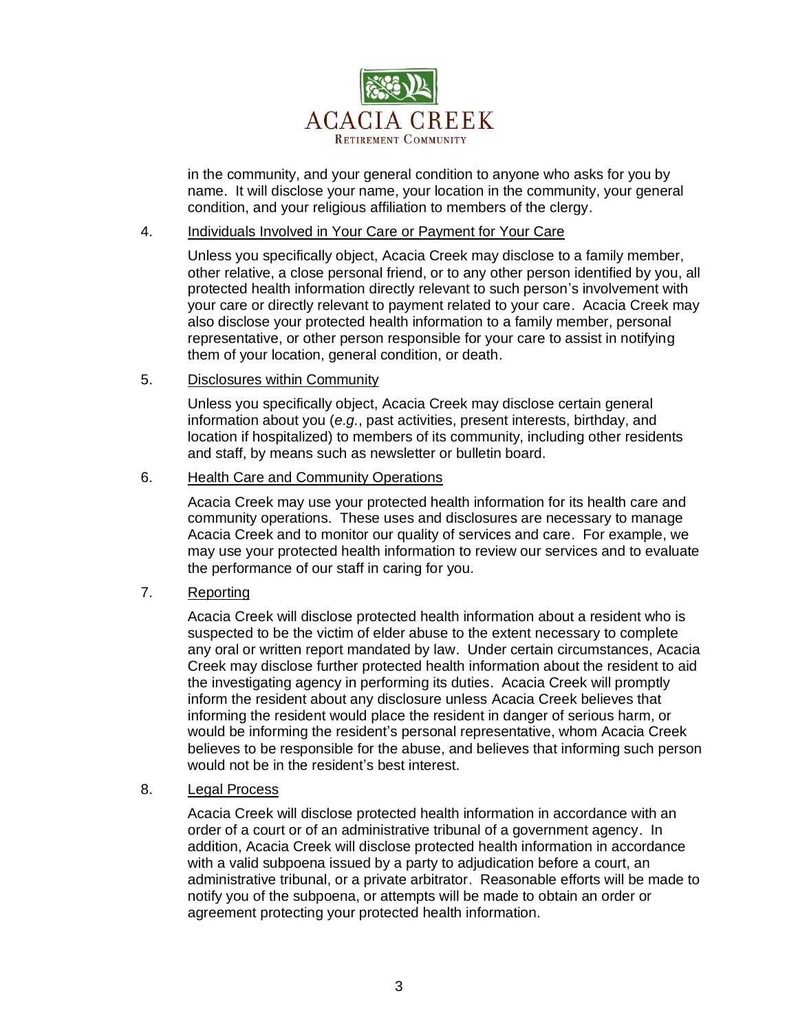in the community, and your general condition to anyone who asks for you by name. It will disclose your name, your location in the community, your general condition, and your religious affiliation to members of the clergy.

4. Individuals Involved in Your Care or Payment for Your Care

   Unless you specifically object, Acacia Creek may disclose to a family member, other relative, a close personal friend, or to any other person identified by you, all protected health information directly relevant to such person's involvement with your care or directly relevant to payment related to your care. Acacia Creek may also disclose your protected health information to a family member, personal representative, or other person responsible for your care to assist in notifying them of your location, general condition, or death.

5. Disclosures within Community

   Unless you specifically object, Acacia Creek may disclose certain general information about you (*e.g.*, past activities, present interests, birthday, and location if hospitalized) to members of its community, including other residents and staff, by means such as newsletter or bulletin board.

6. Health Care and Community Operations

   Acacia Creek may use your protected health information for its health care and community operations. These uses and disclosures are necessary to manage Acacia Creek and to monitor our quality of services and care. For example, we may use your protected health information to review our services and to evaluate the performance of our staff in caring for you.

7. Reporting

   Acacia Creek will disclose protected health information about a resident who is suspected to be the victim of elder abuse to the extent necessary to complete any oral or written report mandated by law. Under certain circumstances, Acacia Creek may disclose further protected health information about the resident to aid the investigating agency in performing its duties. Acacia Creek will promptly inform the resident about any disclosure unless Acacia Creek believes that informing the resident would place the resident in danger of serious harm, or would be informing the resident's personal representative, whom Acacia Creek believes to be responsible for the abuse, and believes that informing such person would not be in the resident's best interest.

8. Legal Process

   Acacia Creek will disclose protected health information in accordance with an order of a court or of an administrative tribunal of a government agency. In addition, Acacia Creek will disclose protected health information in accordance with a valid subpoena issued by a party to adjudication before a court, an administrative tribunal, or a private arbitrator. Reasonable efforts will be made to notify you of the subpoena, or attempts will be made to obtain an order or agreement protecting your protected health information.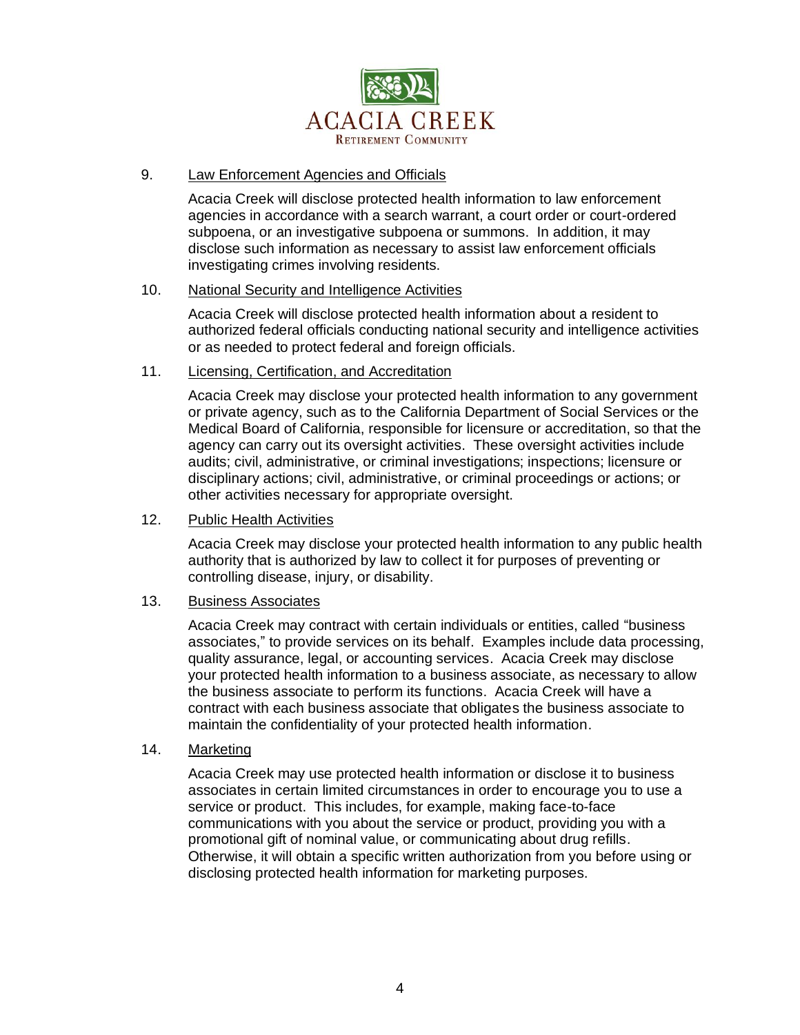9. Law Enforcement Agencies and Officials

   Acacia Creek will disclose protected health information to law enforcement agencies in accordance with a search warrant, a court order or court-ordered subpoena, or an investigative subpoena or summons. In addition, it may disclose such information as necessary to assist law enforcement officials investigating crimes involving residents.

10. National Security and Intelligence Activities

    Acacia Creek will disclose protected health information about a resident to authorized federal officials conducting national security and intelligence activities or as needed to protect federal and foreign officials.

11. Licensing, Certification, and Accreditation

    Acacia Creek may disclose your protected health information to any government or private agency, such as to the California Department of Social Services or the Medical Board of California, responsible for licensure or accreditation, so that the agency can carry out its oversight activities. These oversight activities include audits; civil, administrative, or criminal investigations; inspections; licensure or disciplinary actions; civil, administrative, or criminal proceedings or actions; or other activities necessary for appropriate oversight.

12. Public Health Activities

    Acacia Creek may disclose your protected health information to any public health authority that is authorized by law to collect it for purposes of preventing or controlling disease, injury, or disability.

13. Business Associates

    Acacia Creek may contract with certain individuals or entities, called "business associates," to provide services on its behalf. Examples include data processing, quality assurance, legal, or accounting services. Acacia Creek may disclose your protected health information to a business associate, as necessary to allow the business associate to perform its functions. Acacia Creek will have a contract with each business associate that obligates the business associate to maintain the confidentiality of your protected health information.

14. Marketing

    Acacia Creek may use protected health information or disclose it to business associates in certain limited circumstances in order to encourage you to use a service or product. This includes, for example, making face-to-face communications with you about the service or product, providing you with a promotional gift of nominal value, or communicating about drug refills. Otherwise, it will obtain a specific written authorization from you before using or disclosing protected health information for marketing purposes.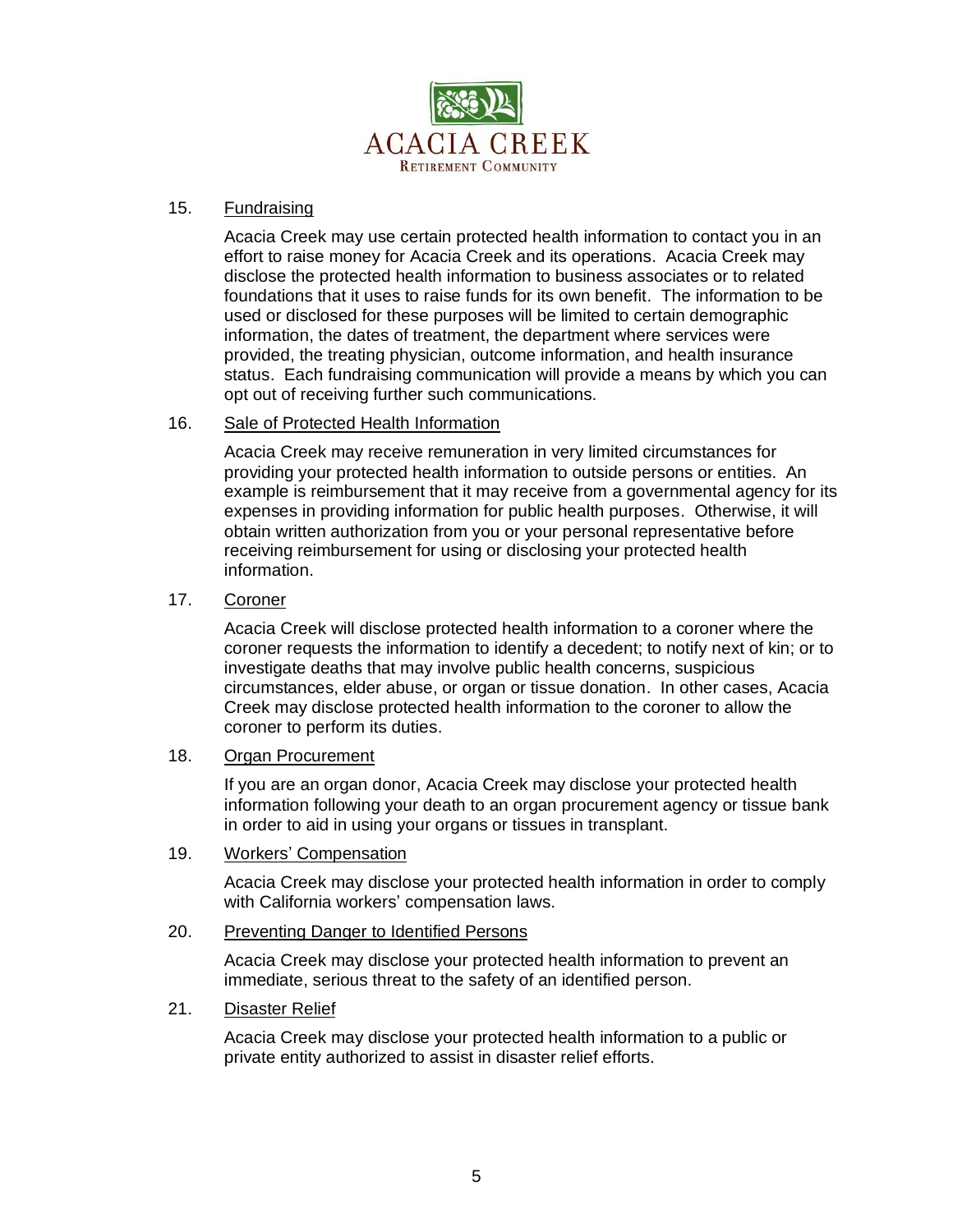15. Fundraising

    Acacia Creek may use certain protected health information to contact you in an effort to raise money for Acacia Creek and its operations. Acacia Creek may disclose the protected health information to business associates or to related foundations that it uses to raise funds for its own benefit. The information to be used or disclosed for these purposes will be limited to certain demographic information, the dates of treatment, the department where services were provided, the treating physician, outcome information, and health insurance status. Each fundraising communication will provide a means by which you can opt out of receiving further such communications.

16. Sale of Protected Health Information

    Acacia Creek may receive remuneration in very limited circumstances for providing your protected health information to outside persons or entities. An example is reimbursement that it may receive from a governmental agency for its expenses in providing information for public health purposes. Otherwise, it will obtain written authorization from you or your personal representative before receiving reimbursement for using or disclosing your protected health information.

17. Coroner

    Acacia Creek will disclose protected health information to a coroner where the coroner requests the information to identify a decedent; to notify next of kin; or to investigate deaths that may involve public health concerns, suspicious circumstances, elder abuse, or organ or tissue donation. In other cases, Acacia Creek may disclose protected health information to the coroner to allow the coroner to perform its duties.

18. Organ Procurement

    If you are an organ donor, Acacia Creek may disclose your protected health information following your death to an organ procurement agency or tissue bank in order to aid in using your organs or tissues in transplant.

19. Workers' Compensation

    Acacia Creek may disclose your protected health information in order to comply with California workers' compensation laws.

20. Preventing Danger to Identified Persons

    Acacia Creek may disclose your protected health information to prevent an immediate, serious threat to the safety of an identified person.

21. Disaster Relief

    Acacia Creek may disclose your protected health information to a public or private entity authorized to assist in disaster relief efforts.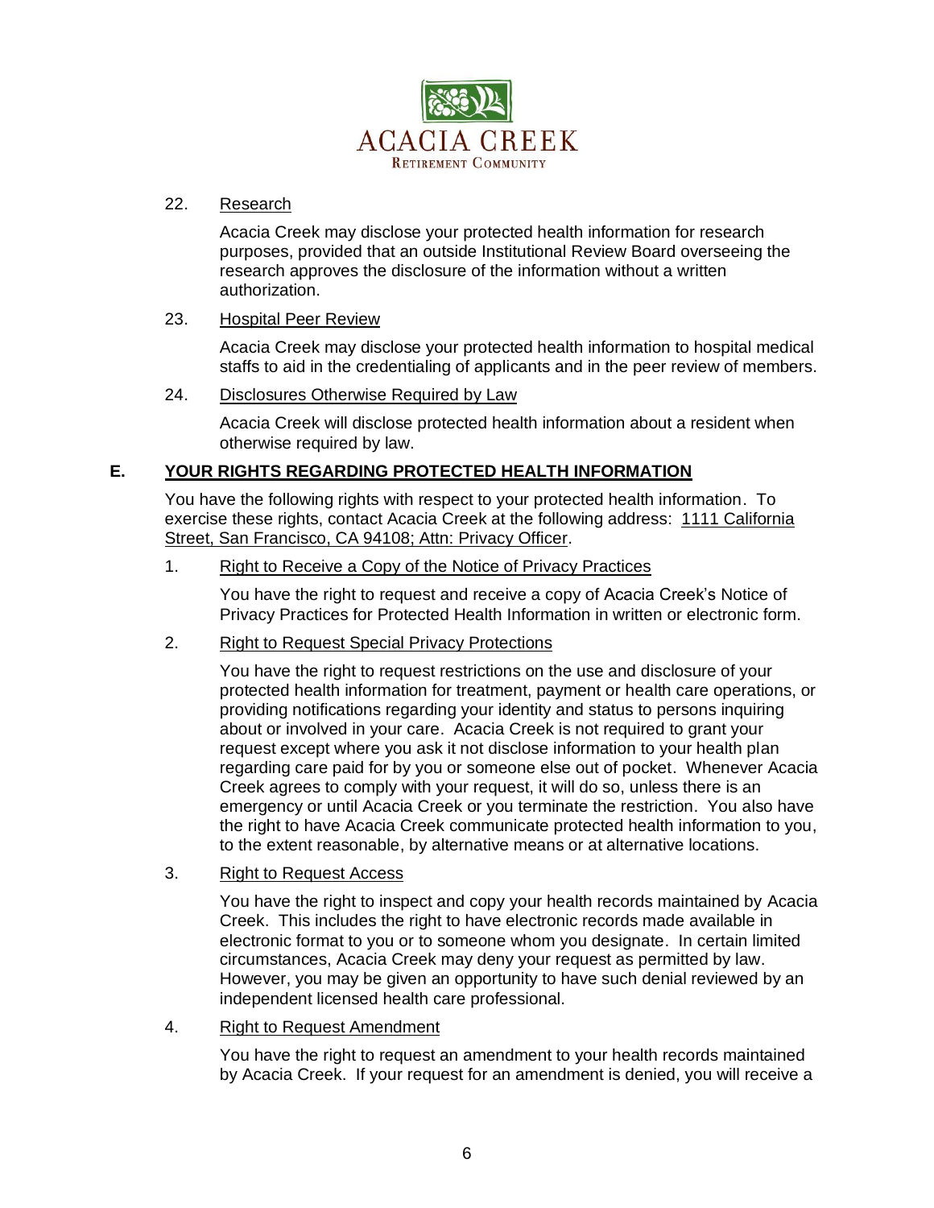22. Research

    Acacia Creek may disclose your protected health information for research purposes, provided that an outside Institutional Review Board overseeing the research approves the disclosure of the information without a written authorization.

23. Hospital Peer Review

    Acacia Creek may disclose your protected health information to hospital medical staffs to aid in the credentialing of applicants and in the peer review of members.

24. Disclosures Otherwise Required by Law

    Acacia Creek will disclose protected health information about a resident when otherwise required by law.

## E. YOUR RIGHTS REGARDING PROTECTED HEALTH INFORMATION

You have the following rights with respect to your protected health information. To exercise these rights, contact Acacia Creek at the following address: 1111 California Street, San Francisco, CA 94108; Attn: Privacy Officer.

1. Right to Receive a Copy of the Notice of Privacy Practices

   You have the right to request and receive a copy of Acacia Creek's Notice of Privacy Practices for Protected Health Information in written or electronic form.

2. Right to Request Special Privacy Protections

   You have the right to request restrictions on the use and disclosure of your protected health information for treatment, payment or health care operations, or providing notifications regarding your identity and status to persons inquiring about or involved in your care. Acacia Creek is not required to grant your request except where you ask it not disclose information to your health plan regarding care paid for by you or someone else out of pocket. Whenever Acacia Creek agrees to comply with your request, it will do so, unless there is an emergency or until Acacia Creek or you terminate the restriction. You also have the right to have Acacia Creek communicate protected health information to you, to the extent reasonable, by alternative means or at alternative locations.

3. Right to Request Access

   You have the right to inspect and copy your health records maintained by Acacia Creek. This includes the right to have electronic records made available in electronic format to you or to someone whom you designate. In certain limited circumstances, Acacia Creek may deny your request as permitted by law. However, you may be given an opportunity to have such denial reviewed by an independent licensed health care professional.

4. Right to Request Amendment

   You have the right to request an amendment to your health records maintained by Acacia Creek. If your request for an amendment is denied, you will receive a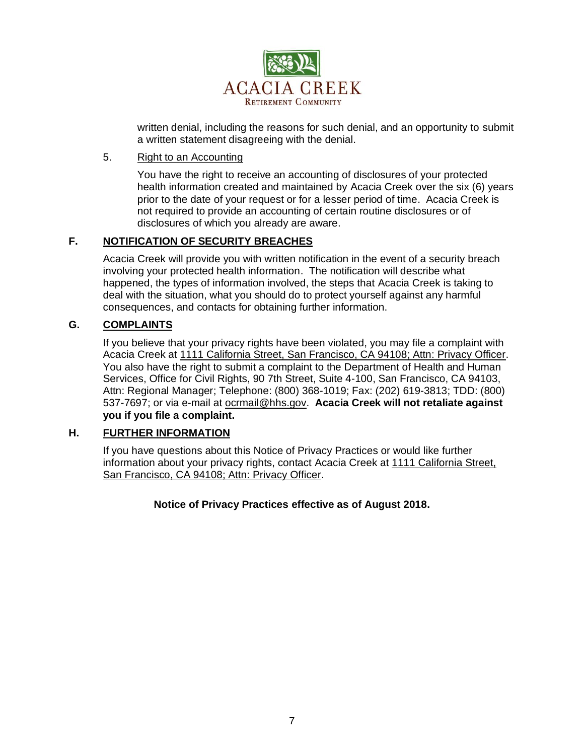written denial, including the reasons for such denial, and an opportunity to submit a written statement disagreeing with the denial.

5. Right to an Accounting

   You have the right to receive an accounting of disclosures of your protected health information created and maintained by Acacia Creek over the six (6) years prior to the date of your request or for a lesser period of time. Acacia Creek is not required to provide an accounting of certain routine disclosures or of disclosures of which you already are aware.

## F. NOTIFICATION OF SECURITY BREACHES

Acacia Creek will provide you with written notification in the event of a security breach involving your protected health information. The notification will describe what happened, the types of information involved, the steps that Acacia Creek is taking to deal with the situation, what you should do to protect yourself against any harmful consequences, and contacts for obtaining further information.

## G. COMPLAINTS

If you believe that your privacy rights have been violated, you may file a complaint with Acacia Creek at 1111 California Street, San Francisco, CA 94108; Attn: Privacy Officer. You also have the right to submit a complaint to the Department of Health and Human Services, Office for Civil Rights, 90 7th Street, Suite 4-100, San Francisco, CA 94103, Attn: Regional Manager; Telephone: (800) 368-1019; Fax: (202) 619-3813; TDD: (800) 537-7697; or via e-mail at ocrmail@hhs.gov. **Acacia Creek will not retaliate against you if you file a complaint.**

## H. FURTHER INFORMATION

If you have questions about this Notice of Privacy Practices or would like further information about your privacy rights, contact Acacia Creek at 1111 California Street, San Francisco, CA 94108; Attn: Privacy Officer.

**Notice of Privacy Practices effective as of August 2018.**